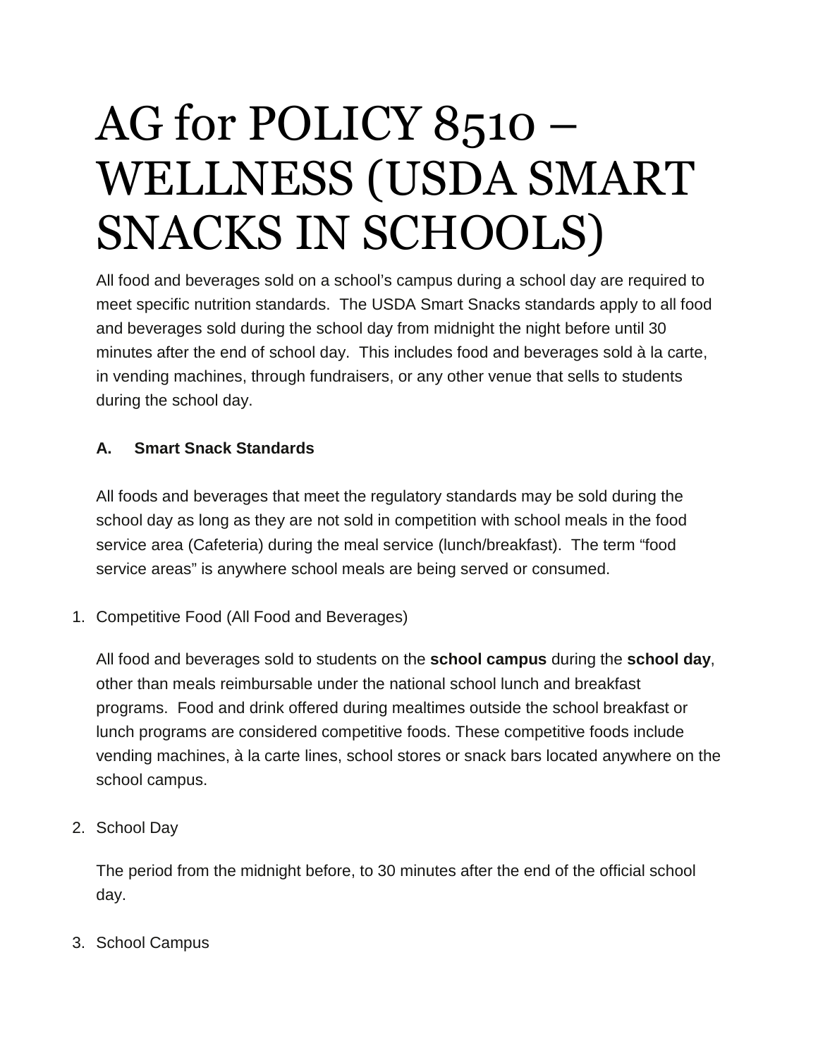# AG for POLICY 8510 – WELLNESS (USDA SMART SNACKS IN SCHOOLS)

All food and beverages sold on a school's campus during a school day are required to meet specific nutrition standards. The USDA Smart Snacks standards apply to all food and beverages sold during the school day from midnight the night before until 30 minutes after the end of school day. This includes food and beverages sold à la carte, in vending machines, through fundraisers, or any other venue that sells to students during the school day.

**A. Smart Snack Standards**

All foods and beverages that meet the regulatory standards may be sold during the school day as long as they are not sold in competition with school meals in the food service area (Cafeteria) during the meal service (lunch/breakfast). The term "food service areas" is anywhere school meals are being served or consumed.

1. Competitive Food (All Food and Beverages)

   All food and beverages sold to students on the **school campus** during the **school day**, other than meals reimbursable under the national school lunch and breakfast programs. Food and drink offered during mealtimes outside the school breakfast or lunch programs are considered competitive foods. These competitive foods include vending machines, à la carte lines, school stores or snack bars located anywhere on the school campus.

2. School Day

   The period from the midnight before, to 30 minutes after the end of the official school day.

3. School Campus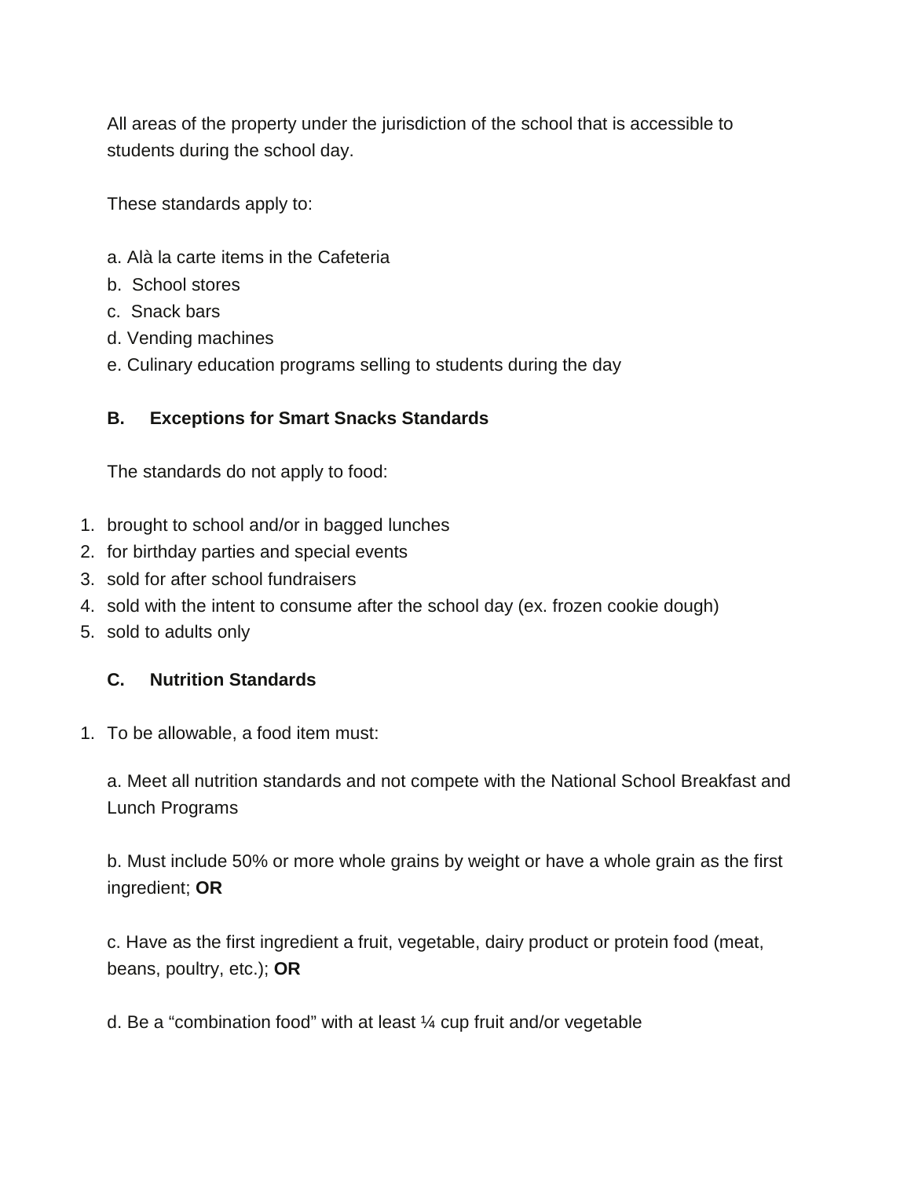All areas of the property under the jurisdiction of the school that is accessible to students during the school day.

These standards apply to:

a. Alà la carte items in the Cafeteria
b. School stores
c. Snack bars
d. Vending machines
e. Culinary education programs selling to students during the day

**B. Exceptions for Smart Snacks Standards**

The standards do not apply to food:

1. brought to school and/or in bagged lunches
2. for birthday parties and special events
3. sold for after school fundraisers
4. sold with the intent to consume after the school day (ex. frozen cookie dough)
5. sold to adults only

**C. Nutrition Standards**

1. To be allowable, a food item must:

   a. Meet all nutrition standards and not compete with the National School Breakfast and Lunch Programs

   b. Must include 50% or more whole grains by weight or have a whole grain as the first ingredient; **OR**

   c. Have as the first ingredient a fruit, vegetable, dairy product or protein food (meat, beans, poultry, etc.); **OR**

   d. Be a “combination food” with at least ¼ cup fruit and/or vegetable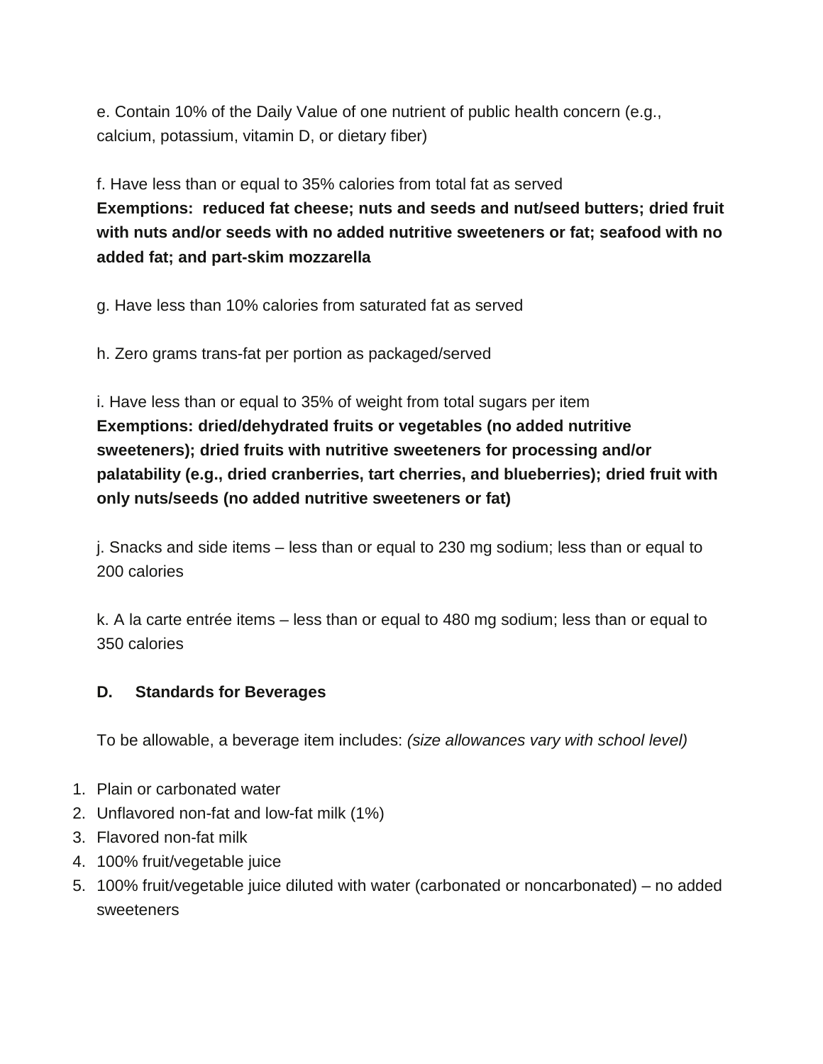e. Contain 10% of the Daily Value of one nutrient of public health concern (e.g., calcium, potassium, vitamin D, or dietary fiber)

f. Have less than or equal to 35% calories from total fat as served
**Exemptions: reduced fat cheese; nuts and seeds and nut/seed butters; dried fruit with nuts and/or seeds with no added nutritive sweeteners or fat; seafood with no added fat; and part-skim mozzarella**

g. Have less than 10% calories from saturated fat as served

h. Zero grams trans-fat per portion as packaged/served

i. Have less than or equal to 35% of weight from total sugars per item
**Exemptions: dried/dehydrated fruits or vegetables (no added nutritive sweeteners); dried fruits with nutritive sweeteners for processing and/or palatability (e.g., dried cranberries, tart cherries, and blueberries); dried fruit with only nuts/seeds (no added nutritive sweeteners or fat)**

j. Snacks and side items – less than or equal to 230 mg sodium; less than or equal to 200 calories

k. A la carte entrée items – less than or equal to 480 mg sodium; less than or equal to 350 calories

**D. Standards for Beverages**

To be allowable, a beverage item includes: *(size allowances vary with school level)*

1. Plain or carbonated water
2. Unflavored non-fat and low-fat milk (1%)
3. Flavored non-fat milk
4. 100% fruit/vegetable juice
5. 100% fruit/vegetable juice diluted with water (carbonated or noncarbonated) – no added sweeteners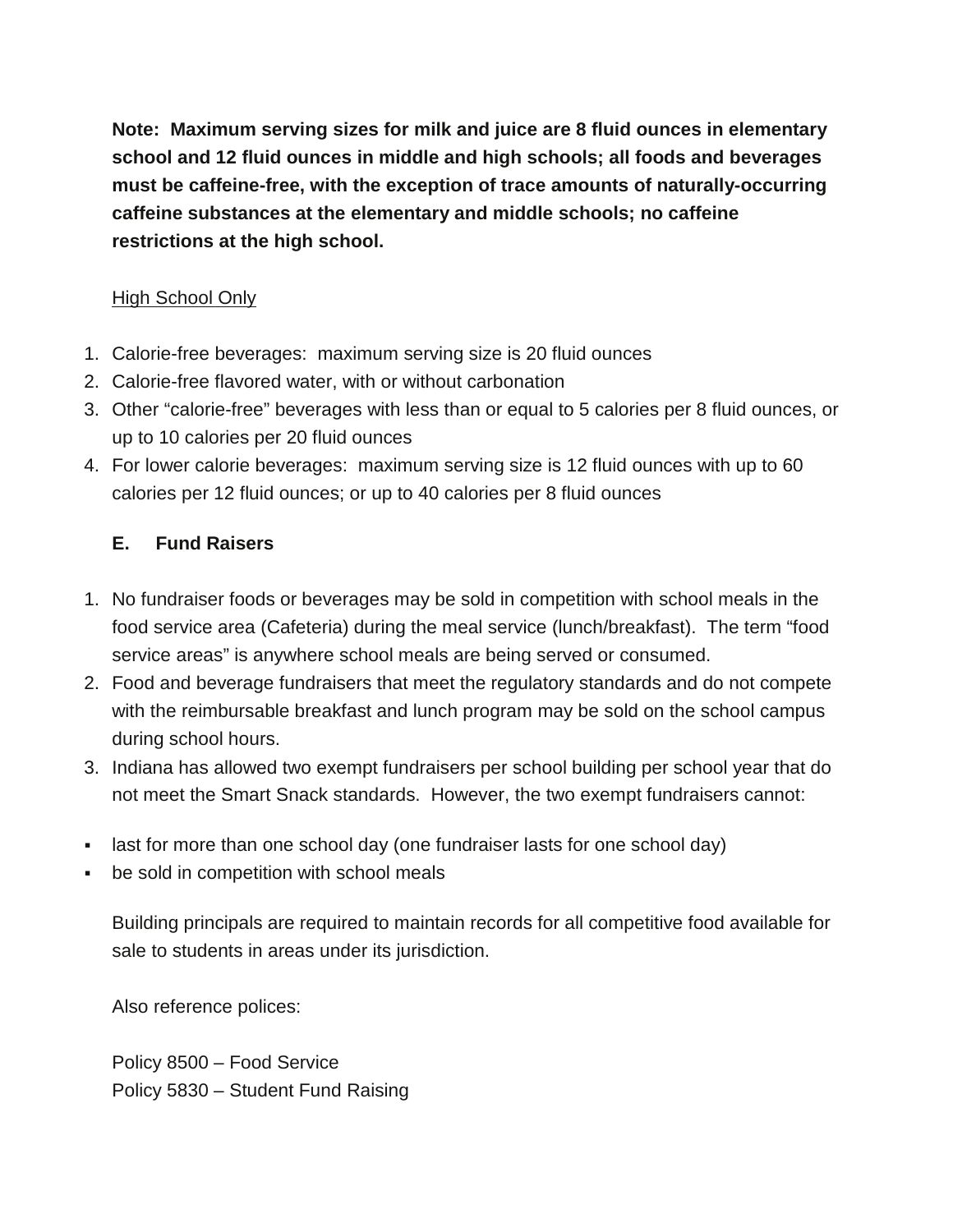**Note: Maximum serving sizes for milk and juice are 8 fluid ounces in elementary school and 12 fluid ounces in middle and high schools; all foods and beverages must be caffeine-free, with the exception of trace amounts of naturally-occurring caffeine substances at the elementary and middle schools; no caffeine restrictions at the high school.**

<u>High School Only</u>

1. Calorie-free beverages: maximum serving size is 20 fluid ounces
2. Calorie-free flavored water, with or without carbonation
3. Other "calorie-free" beverages with less than or equal to 5 calories per 8 fluid ounces, or up to 10 calories per 20 fluid ounces
4. For lower calorie beverages: maximum serving size is 12 fluid ounces with up to 60 calories per 12 fluid ounces; or up to 40 calories per 8 fluid ounces

### E. Fund Raisers

1. No fundraiser foods or beverages may be sold in competition with school meals in the food service area (Cafeteria) during the meal service (lunch/breakfast). The term "food service areas" is anywhere school meals are being served or consumed.
2. Food and beverage fundraisers that meet the regulatory standards and do not compete with the reimbursable breakfast and lunch program may be sold on the school campus during school hours.
3. Indiana has allowed two exempt fundraisers per school building per school year that do not meet the Smart Snack standards. However, the two exempt fundraisers cannot:

- last for more than one school day (one fundraiser lasts for one school day)
- be sold in competition with school meals

Building principals are required to maintain records for all competitive food available for sale to students in areas under its jurisdiction.

Also reference polices:

Policy 8500 – Food Service
Policy 5830 – Student Fund Raising